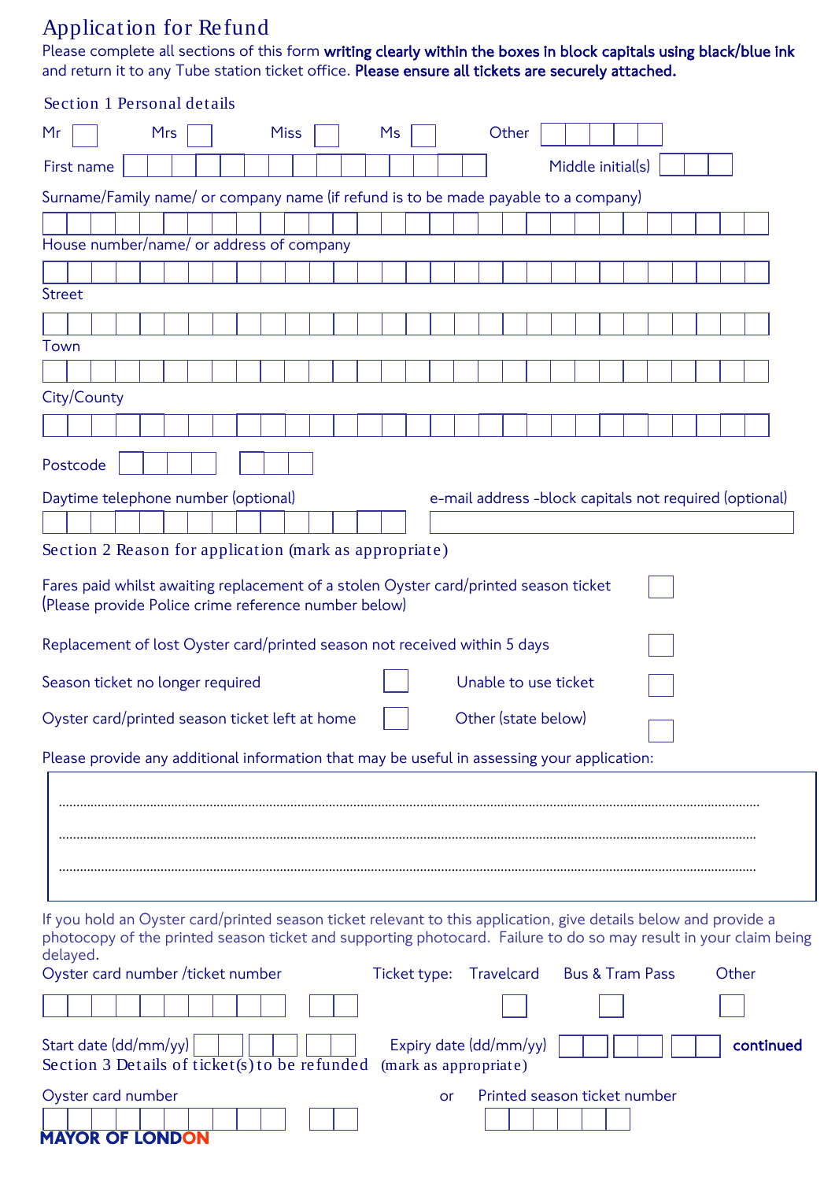# Application for Refund

Please complete all sections of this form **writing clearly within the boxes in block capitals using black/blue ink** and return it to any Tube station ticket office. **Please ensure all tickets are securely attached.**

## Section 1 Personal details

Mr ☐ Mrs ☐ Miss ☐ Ms ☐ Other ☐☐☐☐☐

First name

Middle initial(s)

Surname/Family name/ or company name (if refund is to be made payable to a company)

House number/name/ or address of company

Street

Town

City/County

Postcode

Daytime telephone number (optional)

e-mail address -block capitals not required (optional)

## Section 2 Reason for application (mark as appropriate)

Fares paid whilst awaiting replacement of a stolen Oyster card/printed season ticket (Please provide Police crime reference number below) ☐

Replacement of lost Oyster card/printed season not received within 5 days ☐

Season ticket no longer required ☐

Unable to use ticket ☐

Oyster card/printed season ticket left at home ☐

Other (state below) ☐

Please provide any additional information that may be useful in assessing your application:

..........................................................................................................................................................................................

..........................................................................................................................................................................................

..........................................................................................................................................................................................

If you hold an Oyster card/printed season ticket relevant to this application, give details below and provide a photocopy of the printed season ticket and supporting photocard. Failure to do so may result in your claim being delayed.

Oyster card number /ticket number

Ticket type: Travelcard ☐ Bus & Tram Pass ☐ Other ☐

Start date (dd/mm/yy)

Expiry date (dd/mm/yy)

**continued**

## Section 3 Details of ticket(s) to be refunded (mark as appropriate)

Oyster card number

or

Printed season ticket number

**MAYOR OF LONDON**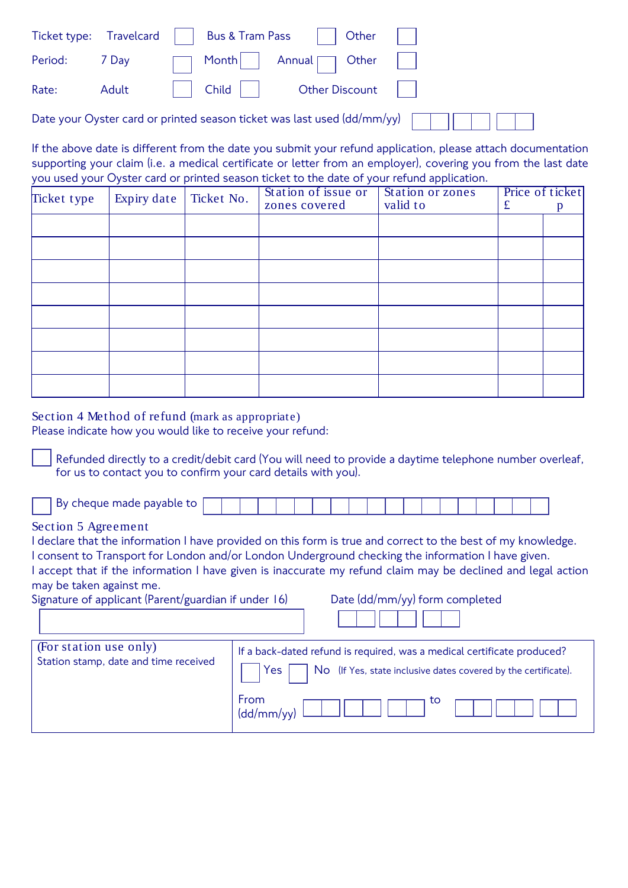Ticket type: Travelcard ☐ Bus & Tram Pass ☐ Other ☐

Period: 7 Day ☐ Month ☐ Annual ☐ Other ☐

Rate: Adult ☐ Child ☐ Other Discount ☐

Date your Oyster card or printed season ticket was last used (dd/mm/yy) ☐☐ ☐☐ ☐☐

If the above date is different from the date you submit your refund application, please attach documentation supporting your claim (i.e. a medical certificate or letter from an employer), covering you from the last date you used your Oyster card or printed season ticket to the date of your refund application.

| Ticket type | Expiry date | Ticket No. | Station of issue or zones covered | Station or zones valid to | Price of ticket £ | p |
|---|---|---|---|---|---|---|
| | | | | | | |
| | | | | | | |
| | | | | | | |
| | | | | | | |
| | | | | | | |
| | | | | | | |
| | | | | | | |
| | | | | | | |

## Section 4 Method of refund (mark as appropriate)

Please indicate how you would like to receive your refund:

☐ Refunded directly to a credit/debit card (You will need to provide a daytime telephone number overleaf, for us to contact you to confirm your card details with you).

☐ By cheque made payable to ☐☐☐☐☐☐☐☐☐☐☐☐☐☐☐☐☐☐☐

## Section 5 Agreement

I declare that the information I have provided on this form is true and correct to the best of my knowledge.
I consent to Transport for London and/or London Underground checking the information I have given.
I accept that if the information I have given is inaccurate my refund claim may be declined and legal action may be taken against me.

Signature of applicant (Parent/guardian if under 16) ______________________

Date (dd/mm/yy) form completed ☐☐ ☐☐ ☐☐

| (For station use only) Station stamp, date and time received | If a back-dated refund is required, was a medical certificate produced? ☐ Yes ☐ No (If Yes, state inclusive dates covered by the certificate). From (dd/mm/yy) ☐☐ ☐☐ ☐☐ to ☐☐ ☐☐ ☐☐ |
|---|---|